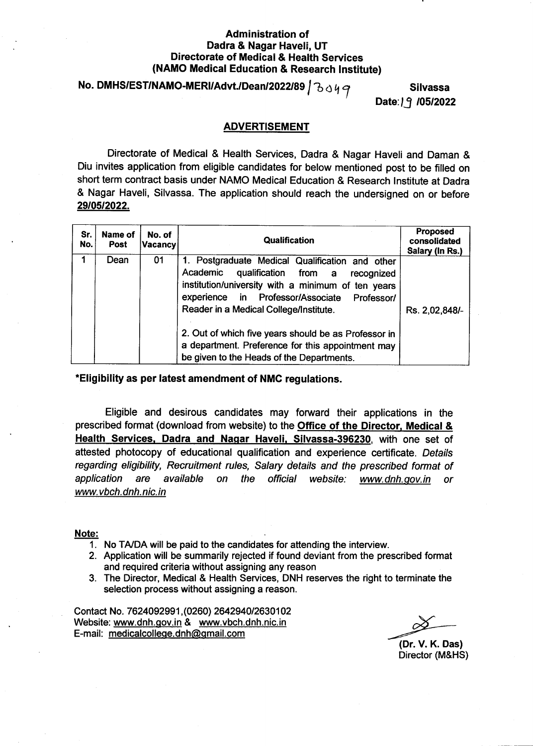**Administration of**
**Dadra & Nagar Haveli, UT**
**Directorate of Medical & Health Services**
**(NAMO Medical Education & Research Institute)**

**No. DMHS/EST/NAMO-MERI/Advt./Dean/2022/89 / 3049** **Silvassa**

**Date: 19 /05/2022**

## ADVERTISEMENT

Directorate of Medical & Health Services, Dadra & Nagar Haveli and Daman & Diu invites application from eligible candidates for below mentioned post to be filled on short term contract basis under NAMO Medical Education & Research Institute at Dadra & Nagar Haveli, Silvassa. The application should reach the undersigned on or before **29/05/2022.**

| Sr. No. | Name of Post | No. of Vacancy | Qualification | Proposed consolidated Salary (In Rs.) |
|---|---|---|---|---|
| 1 | Dean | 01 | 1. Postgraduate Medical Qualification and other Academic qualification from a recognized institution/university with a minimum of ten years experience in Professor/Associate Professor/ Reader in a Medical College/Institute.<br><br>2. Out of which five years should be as Professor in a department. Preference for this appointment may be given to the Heads of the Departments. | Rs. 2,02,848/- |

**\*Eligibility as per latest amendment of NMC regulations.**

Eligible and desirous candidates may forward their applications in the prescribed format (download from website) to the **Office of the Director, Medical & Health Services, Dadra and Nagar Haveli, Silvassa-396230**, with one set of attested photocopy of educational qualification and experience certificate. *Details regarding eligibility, Recruitment rules, Salary details and the prescribed format of application are available on the official website: www.dnh.gov.in or www.vbch.dnh.nic.in*

**Note:**

1. No TA/DA will be paid to the candidates for attending the interview.
2. Application will be summarily rejected if found deviant from the prescribed format and required criteria without assigning any reason
3. The Director, Medical & Health Services, DNH reserves the right to terminate the selection process without assigning a reason.

Contact No. 7624092991,(0260) 2642940/2630102
Website: www.dnh.gov.in & www.vbch.dnh.nic.in
E-mail: medicalcollege.dnh@gmail.com

**(Dr. V. K. Das)**
Director (M&HS)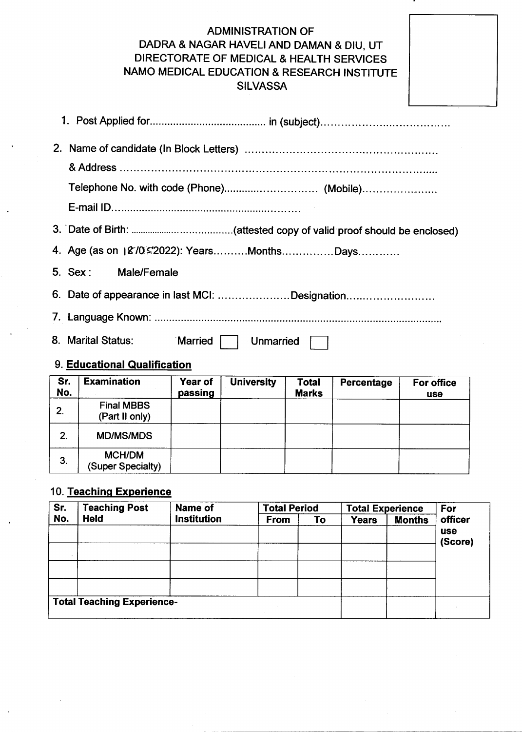ADMINISTRATION OF
DADRA & NAGAR HAVELI AND DAMAN & DIU, UT
DIRECTORATE OF MEDICAL & HEALTH SERVICES
NAMO MEDICAL EDUCATION & RESEARCH INSTITUTE
SILVASSA

1. Post Applied for........................................ in (subject)........................................

2. Name of candidate (In Block Letters) ........................................................

   & Address ..........................................................................................

   Telephone No. with code (Phone)............................ (Mobile).....................

   E-mail ID.............................................................

3. Date of Birth: ......................................(attested copy of valid proof should be enclosed)

4. Age (as on 18/05/2022): Years..........Months...............Days............

5. Sex : Male/Female

6. Date of appearance in last MCI: .....................Designation..........................

7. Language Known: ...............................................................................................

8. Marital Status: Married [ ] Unmarried [ ]

9. **Educational Qualification**

| Sr. No. | Examination | Year of passing | University | Total Marks | Percentage | For office use |
|---|---|---|---|---|---|---|
| 2. | Final MBBS (Part II only) | | | | | |
| 2. | MD/MS/MDS | | | | | |
| 3. | MCH/DM (Super Specialty) | | | | | |

10. **Teaching Experience**

| Sr. No. | Teaching Post Held | Name of Institution | Total Period | | Total Experience | | For officer use (Score) |
|---|---|---|---|---|---|---|---|
| | | | From | To | Years | Months | |
| | | | | | | | |
| | | | | | | | |
| | | | | | | | |
| | | | | | | | |
| Total Teaching Experience- | | | | | | | |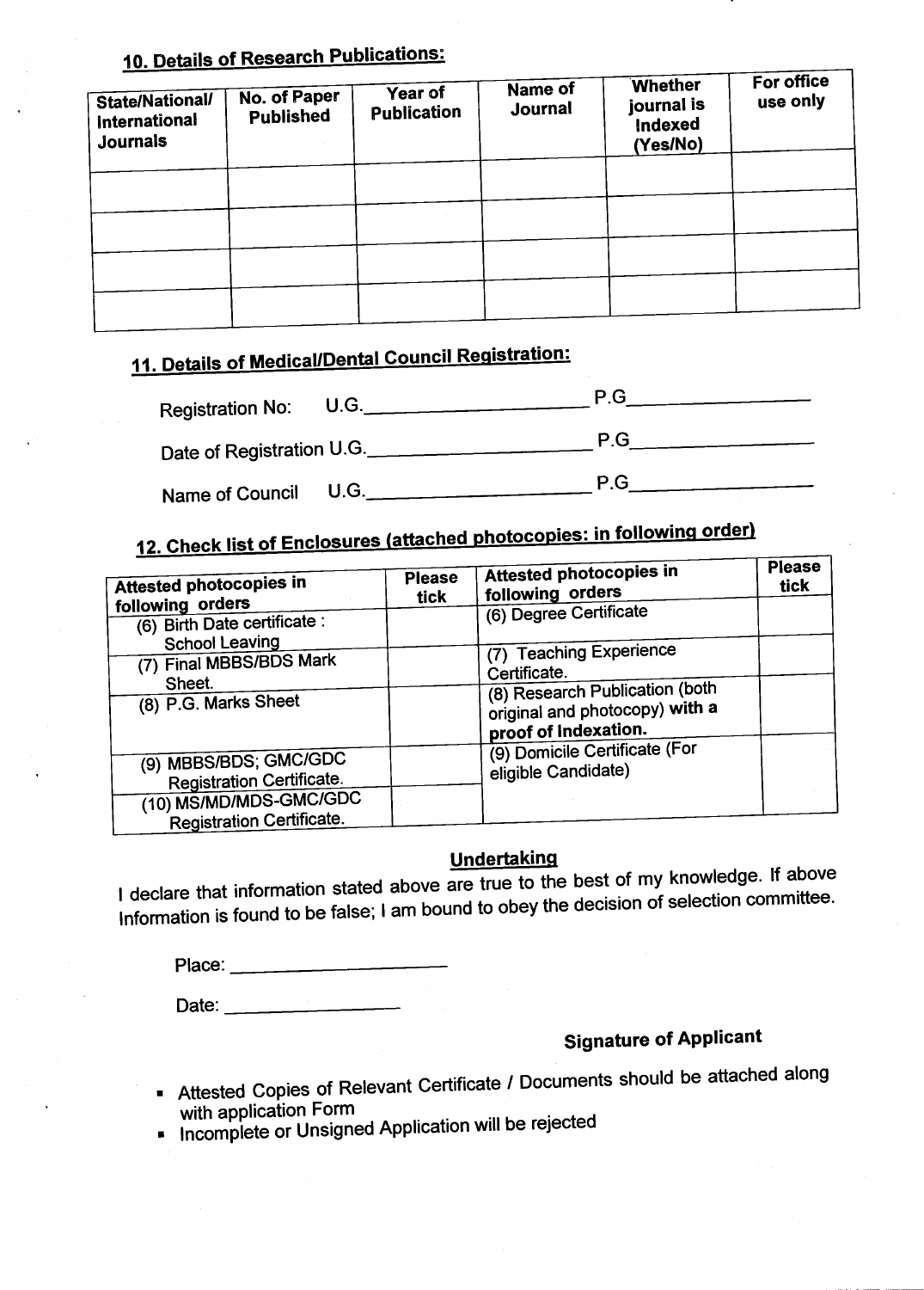## 10. Details of Research Publications:

| State/National/ International Journals | No. of Paper Published | Year of Publication | Name of Journal | Whether journal is Indexed (Yes/No) | For office use only |
|---|---|---|---|---|---|
| | | | | | |
| | | | | | |
| | | | | | |
| | | | | | |

## 11. Details of Medical/Dental Council Registration:

Registration No: U.G.____________________ P.G________________

Date of Registration U.G.____________________ P.G________________

Name of Council U.G.____________________ P.G________________

## 12. Check list of Enclosures (attached photocopies: in following order)

| Attested photocopies in following orders | Please tick | Attested photocopies in following orders | Please tick |
|---|---|---|---|
| (6) Birth Date certificate : School Leaving | | (6) Degree Certificate | |
| (7) Final MBBS/BDS Mark Sheet. | | (7) Teaching Experience Certificate. | |
| (8) P.G. Marks Sheet | | (8) Research Publication (both original and photocopy) **with a proof of Indexation.** | |
| (9) MBBS/BDS; GMC/GDC Registration Certificate. | | (9) Domicile Certificate (For eligible Candidate) | |
| (10) MS/MD/MDS-GMC/GDC Registration Certificate. | | | |

### Undertaking

I declare that information stated above are true to the best of my knowledge. If above Information is found to be false; I am bound to obey the decision of selection committee.

Place: ____________________

Date: ________________

**Signature of Applicant**

- Attested Copies of Relevant Certificate / Documents should be attached along with application Form
- Incomplete or Unsigned Application will be rejected